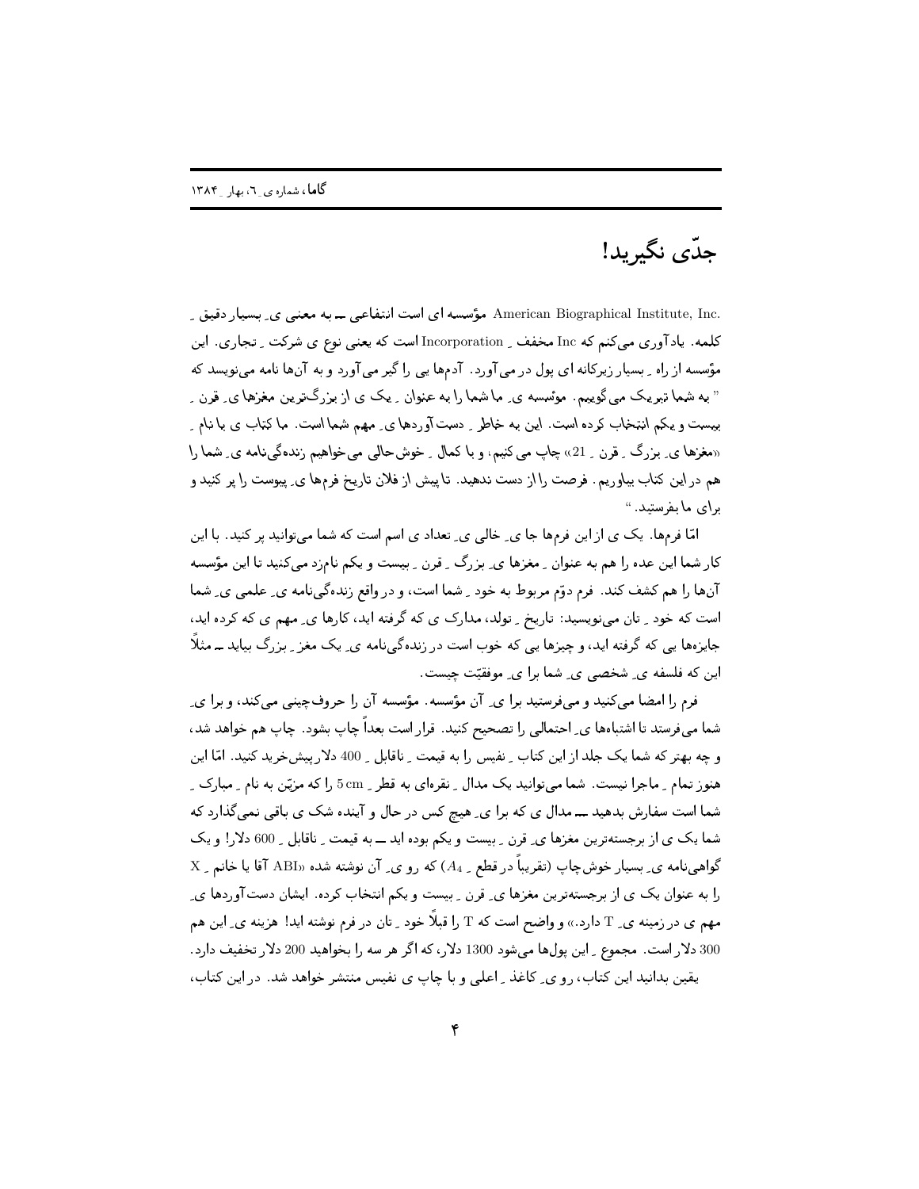# جدّی نگیرید!

American Biographical Institute, Inc. مؤسسه ای است انتفاعی ــ به معنی ی ِ بسیار دقیق ِ کلمه. یادآوری می‌کنم که Inc مخفف ِ Incorporation است که یعنی نوع ی شرکت ِ تجاری. این مؤسسه از راه ِ بسیار زیرکانه ای پول در می‌آورد. آدم‌ها یی را گیر می‌آورد و به آن‌ها نامه می‌نویسد که " به شما تبریک می گوییم. مؤسسه ی ِ ما شما را به عنوان ِ یک ی از بزرگ‌ترین مغزها ی ِ قرن ِ بیست و یکم انتخاب کرده است. این به خاطر ِ دست‌آوردها ی ِ مهم شما است. ما کتاب ی با نام ِ «مغزها ی ِ بزرگ ِ قرن ِ 21» چاپ می کنیم؛ و با کمال ِ خوش‌حالی می‌خواهیم زنده‌گی‌نامه ی ِ شما را هم در این کتاب بیاوریم. فرصت را از دست ندهید. تا پیش از فلان تاریخ فرم‌ها ی ِ پیوست را پر کنید و برای ما بفرستید. "

امّا فرم‌ها. یک ی از این فرم‌ها جا ی ِ خالی ی ِ تعداد ی اسم است که شما می‌توانید پر کنید. با این کار شما این عده را هم به عنوان ِ مغزها ی ِ بزرگ ِ قرن ِ بیست و یکم نام‌زد می‌کنید تا این مؤسسه آن‌ها را هم کشف کند. فرم دوّم مربوط به خود ِ شما است، و در واقع زنده‌گی‌نامه ی ِ علمی ی ِ شما است که خود ِ تان می‌نویسید: تاریخ ِ تولد، مدارک ی که گرفته اید، کارها ی ِ مهم ی که کرده اید، جایزه‌ها یی که گرفته اید، و چیزها یی که خوب است در زنده‌گی‌نامه ی ِ یک مغز ِ بزرگ بیاید ــ مثلاً این که فلسفه ی ِ شخصی ی ِ شما برا ی ِ موفقیّت چیست.

فرم را امضا می‌کنید و می‌فرستید برا ی ِ آن مؤسسه. مؤسسه آن را حروف‌چینی می‌کند، و برا ی ِ شما می‌فرستد تا اشتباه‌ها ی ِ احتمالی را تصحیح کنید. قرار است بعداً چاپ بشود. چاپ هم خواهد شد، و چه بهتر که شما یک جلد از این کتاب ِ نفیس را به قیمت ِ ناقابل ِ 400 دلار پیش‌خرید کنید. امّا این هنوز تمام ِ ماجرا نیست. شما می‌توانید یک مدال ِ نقره‌ای به قطر ِ 5 cm را که مزیّن به نام ِ مبارک ِ شما است سفارش بدهید ــ مدال ی که برا ی ِ هیچ کس در حال و آینده شک ی باقی نمی‌گذارد که شما یک ی از برجسته‌ترین مغزها ی ِ قرن ِ بیست و یکم بوده اید ــ به قیمت ِ ناقابل ِ 600 دلار! و یک گواهی‌نامه ی ِ بسیار خوش‌چاپ (تقریباً در قطع ِ $A_4$) که رو ی ِ آن نوشته شده «ABI آقا یا خانم ِ X را به عنوان یک ی از برجسته‌ترین مغزها ی ِ قرن ِ بیست و یکم انتخاب کرده. ایشان دست‌آوردها ی ِ مهم ی در زمینه ی ِ T دارد.» و واضح است که T را قبلاً خود ِ تان در فرم نوشته اید! هزینه ی ِ این هم 300 دلار است. مجموع ِ این پول‌ها می‌شود 1300 دلار، که اگر هر سه را بخواهید 200 دلار تخفیف دارد.

یقین بدانید این کتاب، رو ی ِ کاغذ ِ اعلی و با چاپ ی نفیس منتشر خواهد شد. در این کتاب،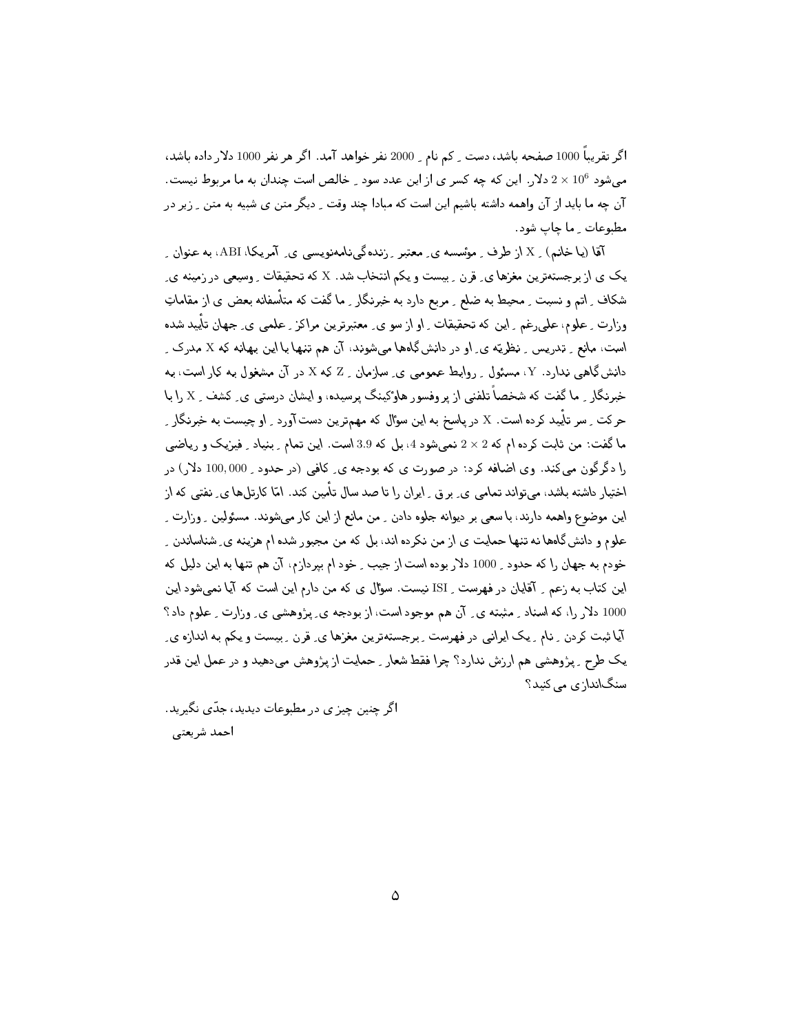اگر تقریباً 1000 صفحه باشد، دست ِ کم نام ِ 2000 نفر خواهد آمد. اگر هر نفر 1000 دلار داده باشد، می‌شود $2 \times 10^6$ دلار. این که چه کسر ی از این عدد سود ِ خالص است چندان به ما مربوط نیست. آن چه ما باید از آن واهمه داشته باشیم این است که مبادا چند وقت ِ دیگر متن ی شبیه به متن ِ زیر در مطبوعات ِ ما چاپ شود.

آقا (یا خانم) ِ X از طرف ِ مؤسسه ی ِ معتبر ِ زنده‌گی‌نامه‌نویسی ی ِ آمریکا، ABI، به عنوان ِ یک ی از برجسته‌ترین مغزها ی ِ قرن ِ بیست و یکم انتخاب شد. X که تحقیقات ِ وسیعی در زمینه ی ِ شکاف ِ اتم و نسبت ِ محیط به ضلع ِ مربع دارد به خبرنگار ِ ما گفت که متأسفانه بعض ی از مقاماتِ وزارت ِ علوم، علی‌رغم ِ این که تحقیقات ِ او از سو ی ِ معتبرترین مراکز ِ علمی ی ِ جهان تأیید شده است، مانع ِ تدریس ِ نظریّه ی ِ او در دانش‌گاه‌ها می‌شوند، آن هم تنها با این بهانه که X مدرک ِ دانش‌گاهی ندارد. Y، مسئول ِ روابط عمومی ی ِ سازمان ِ Z که X در آن مشغول به کار است، به خبرنگار ِ ما گفت که شخصاً تلفنی از پروفسور هاوکینگ پرسیده، و ایشان درستی ی ِ کشف ِ X را با حرکت ِ سر تأیید کرده است. X در پاسخ به این سؤال که مهم‌ترین دست‌آورد ِ او چیست به خبرنگار ِ ما گفت: من ثابت کرده ام که $2 \times 2$ نمی‌شود 4، بل که 3.9 است. این تمام ِ بنیاد ِ فیزیک و ریاضی را دگرگون می‌کند. وی اضافه کرد: در صورت ی که بودجه ی ِ کافی (در حدود ِ $100,000$ دلار) در اختیار داشته باشد، می‌تواند تمامی ی ِ برق ِ ایران را تا صد سال تأمین کند. امّا کارتل‌ها ی ِ نفتی که از این موضوع واهمه دارند، با سعی بر دیوانه جلوه دادن ِ من مانع از این کار می‌شوند. مسئولین ِ وزارت ِ علوم و دانش‌گاه‌ها نه تنها حمایت ی از من نکرده اند، بل که من مجبور شده ام هزینه ی ِ شناساندن ِ خودم به جهان را که حدود ِ 1000 دلار بوده است از جیب ِ خود ام بپردازم، آن هم تنها به این دلیل که این کتاب به زعم ِ آقایان در فهرست ِ ISI نیست. سؤال ی که من دارم این است که آیا نمی‌شود این 1000 دلار را، که اسناد ِ مثبته ی ِ آن هم موجود است، از بودجه ی ِ پژوهشی ی ِ وزارت ِ علوم داد؟ آیا ثبت کردن ِ نام ِ یک ایرانی در فهرست ِ برجسته‌ترین مغزها ی ِ قرن ِ بیست و یکم به اندازه ی ِ یک طرح ِ پژوهشی هم ارزش ندارد؟ چرا فقط شعار ِ حمایت از پژوهش می‌دهید و در عمل این قدر سنگ‌اندازی می‌کنید؟

اگر چنین چیز ی در مطبوعات دیدید، جدّی نگیرید.

احمد شریعتی